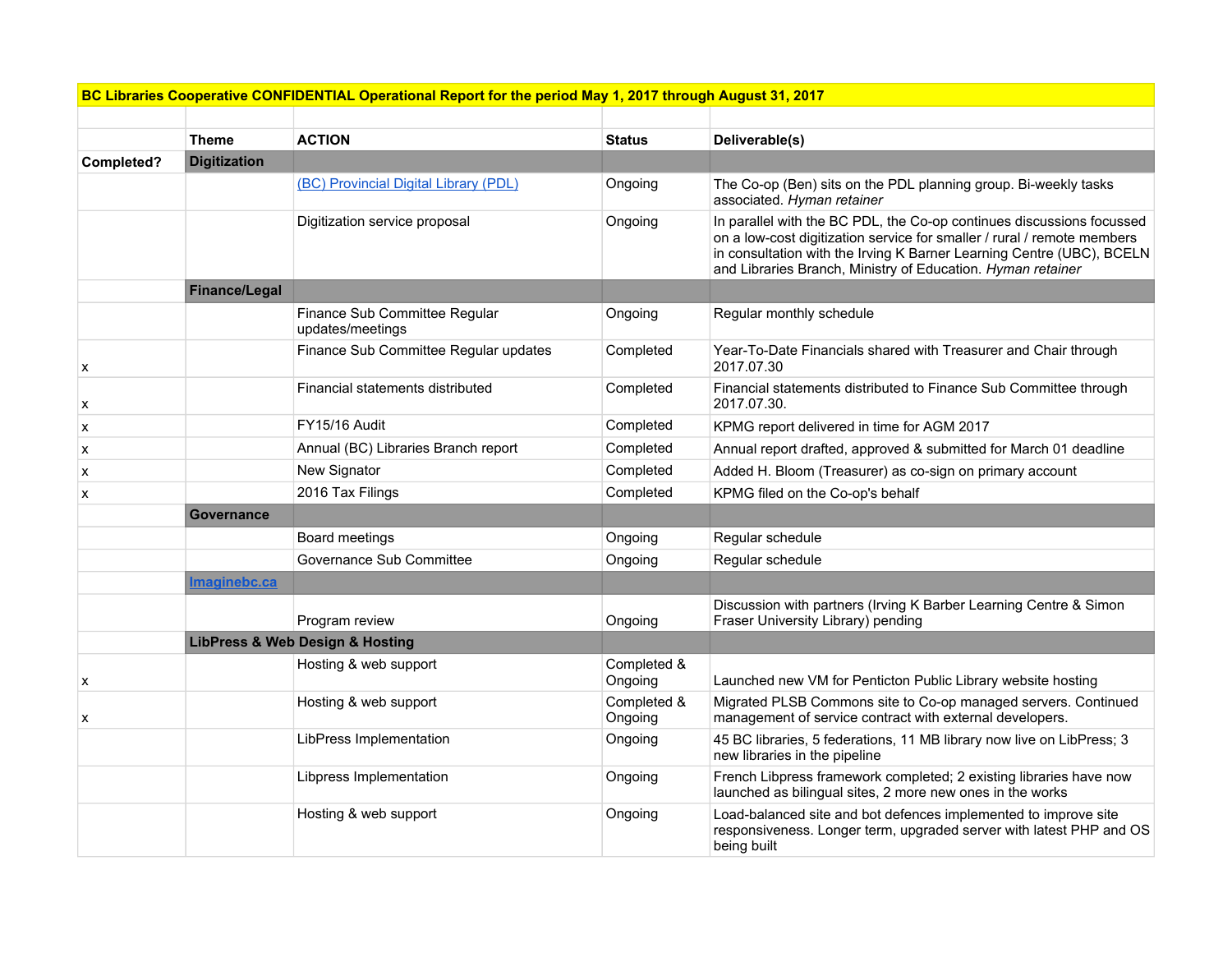| BC Libraries Cooperative CONFIDENTIAL Operational Report for the period May 1, 2017 through August 31, 2017 | | | | |
|---|---|---|---|---|
| | | | | |
| | **Theme** | **ACTION** | **Status** | **Deliverable(s)** |
| **Completed?** | **Digitization** | | | |
| | | [(BC) Provincial Digital Library (PDL)]() | Ongoing | The Co-op (Ben) sits on the PDL planning group. Bi-weekly tasks associated. *Hyman retainer* |
| | | Digitization service proposal | Ongoing | In parallel with the BC PDL, the Co-op continues discussions focussed on a low-cost digitization service for smaller / rural / remote members in consultation with the Irving K Barner Learning Centre (UBC), BCELN and Libraries Branch, Ministry of Education. *Hyman retainer* |
| | **Finance/Legal** | | | |
| | | Finance Sub Committee Regular updates/meetings | Ongoing | Regular monthly schedule |
| x | | Finance Sub Committee Regular updates | Completed | Year-To-Date Financials shared with Treasurer and Chair through 2017.07.30 |
| x | | Financial statements distributed | Completed | Financial statements distributed to Finance Sub Committee through 2017.07.30. |
| x | | FY15/16 Audit | Completed | KPMG report delivered in time for AGM 2017 |
| x | | Annual (BC) Libraries Branch report | Completed | Annual report drafted, approved & submitted for March 01 deadline |
| x | | New Signator | Completed | Added H. Bloom (Treasurer) as co-sign on primary account |
| x | | 2016 Tax Filings | Completed | KPMG filed on the Co-op's behalf |
| | **Governance** | | | |
| | | Board meetings | Ongoing | Regular schedule |
| | | Governance Sub Committee | Ongoing | Regular schedule |
| | **[Imaginebc.ca]()** | | | |
| | | Program review | Ongoing | Discussion with partners (Irving K Barber Learning Centre & Simon Fraser University Library) pending |
| | **LibPress & Web Design & Hosting** | | | |
| x | | Hosting & web support | Completed & Ongoing | Launched new VM for Penticton Public Library website hosting |
| x | | Hosting & web support | Completed & Ongoing | Migrated PLSB Commons site to Co-op managed servers. Continued management of service contract with external developers. |
| | | LibPress Implementation | Ongoing | 45 BC libraries, 5 federations, 11 MB library now live on LibPress; 3 new libraries in the pipeline |
| | | Libpress Implementation | Ongoing | French Libpress framework completed; 2 existing libraries have now launched as bilingual sites, 2 more new ones in the works |
| | | Hosting & web support | Ongoing | Load-balanced site and bot defences implemented to improve site responsiveness. Longer term, upgraded server with latest PHP and OS being built |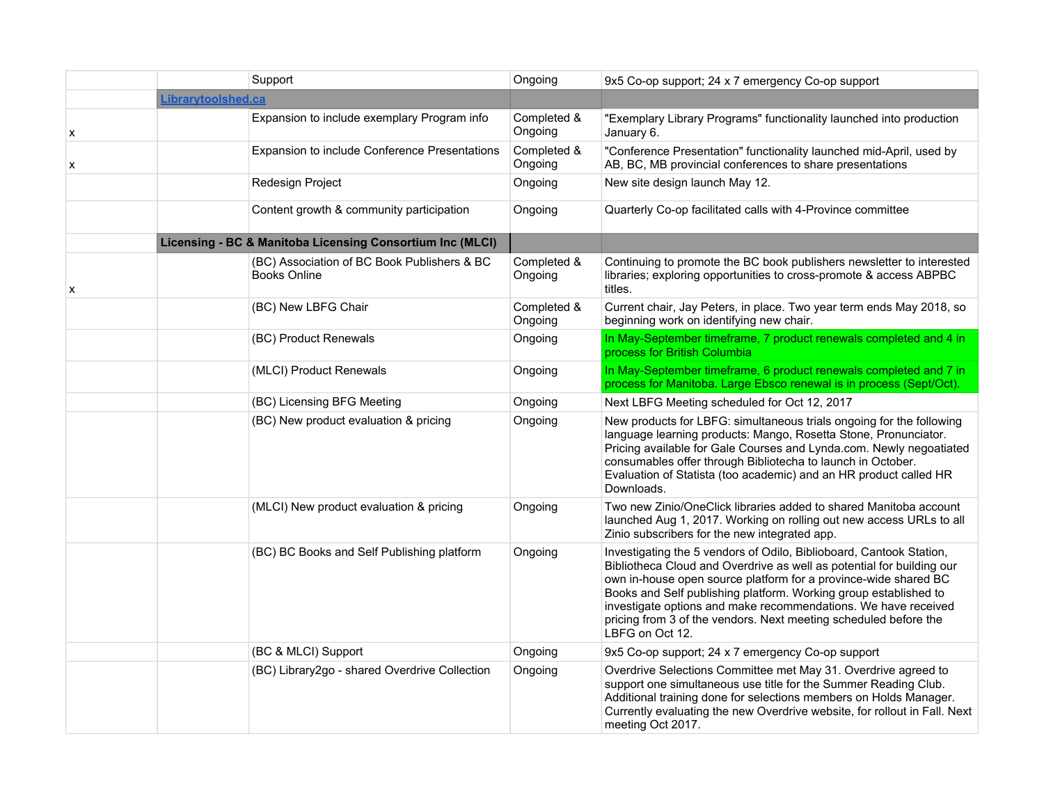| | | | | |
|---|---|---|---|---|
| | | Support | Ongoing | 9x5 Co-op support; 24 x 7 emergency Co-op support |
| | **Librarytoolshed.ca** | | | |
| x | | Expansion to include exemplary Program info | Completed & Ongoing | "Exemplary Library Programs" functionality launched into production January 6. |
| x | | Expansion to include Conference Presentations | Completed & Ongoing | "Conference Presentation" functionality launched mid-April, used by AB, BC, MB provincial conferences to share presentations |
| | | Redesign Project | Ongoing | New site design launch May 12. |
| | | Content growth & community participation | Ongoing | Quarterly Co-op facilitated calls with 4-Province committee |
| | **Licensing - BC & Manitoba Licensing Consortium Inc (MLCI)** | | | |
| x | | (BC) Association of BC Book Publishers & BC Books Online | Completed & Ongoing | Continuing to promote the BC book publishers newsletter to interested libraries; exploring opportunities to cross-promote & access ABPBC titles. |
| | | (BC) New LBFG Chair | Completed & Ongoing | Current chair, Jay Peters, in place. Two year term ends May 2018, so beginning work on identifying new chair. |
| | | (BC) Product Renewals | Ongoing | In May-September timeframe, 7 product renewals completed and 4 in process for British Columbia |
| | | (MLCI) Product Renewals | Ongoing | In May-September timeframe, 6 product renewals completed and 7 in process for Manitoba. Large Ebsco renewal is in process (Sept/Oct). |
| | | (BC) Licensing BFG Meeting | Ongoing | Next LBFG Meeting scheduled for Oct 12, 2017 |
| | | (BC) New product evaluation & pricing | Ongoing | New products for LBFG: simultaneous trials ongoing for the following language learning products: Mango, Rosetta Stone, Pronunciator. Pricing available for Gale Courses and Lynda.com. Newly negotiated consumables offer through Bibliotecha to launch in October. Evaluation of Statista (too academic) and an HR product called HR Downloads. |
| | | (MLCI) New product evaluation & pricing | Ongoing | Two new Zinio/OneClick libraries added to shared Manitoba account launched Aug 1, 2017. Working on rolling out new access URLs to all Zinio subscribers for the new integrated app. |
| | | (BC) BC Books and Self Publishing platform | Ongoing | Investigating the 5 vendors of Odilo, Biblioboard, Cantook Station, Bibliotheca Cloud and Overdrive as well as potential for building our own in-house open source platform for a province-wide shared BC Books and Self publishing platform. Working group established to investigate options and make recommendations. We have received pricing from 3 of the vendors. Next meeting scheduled before the LBFG on Oct 12. |
| | | (BC & MLCI) Support | Ongoing | 9x5 Co-op support; 24 x 7 emergency Co-op support |
| | | (BC) Library2go - shared Overdrive Collection | Ongoing | Overdrive Selections Committee met May 31. Overdrive agreed to support one simultaneous use title for the Summer Reading Club. Additional training done for selections members on Holds Manager. Currently evaluating the new Overdrive website, for rollout in Fall. Next meeting Oct 2017. |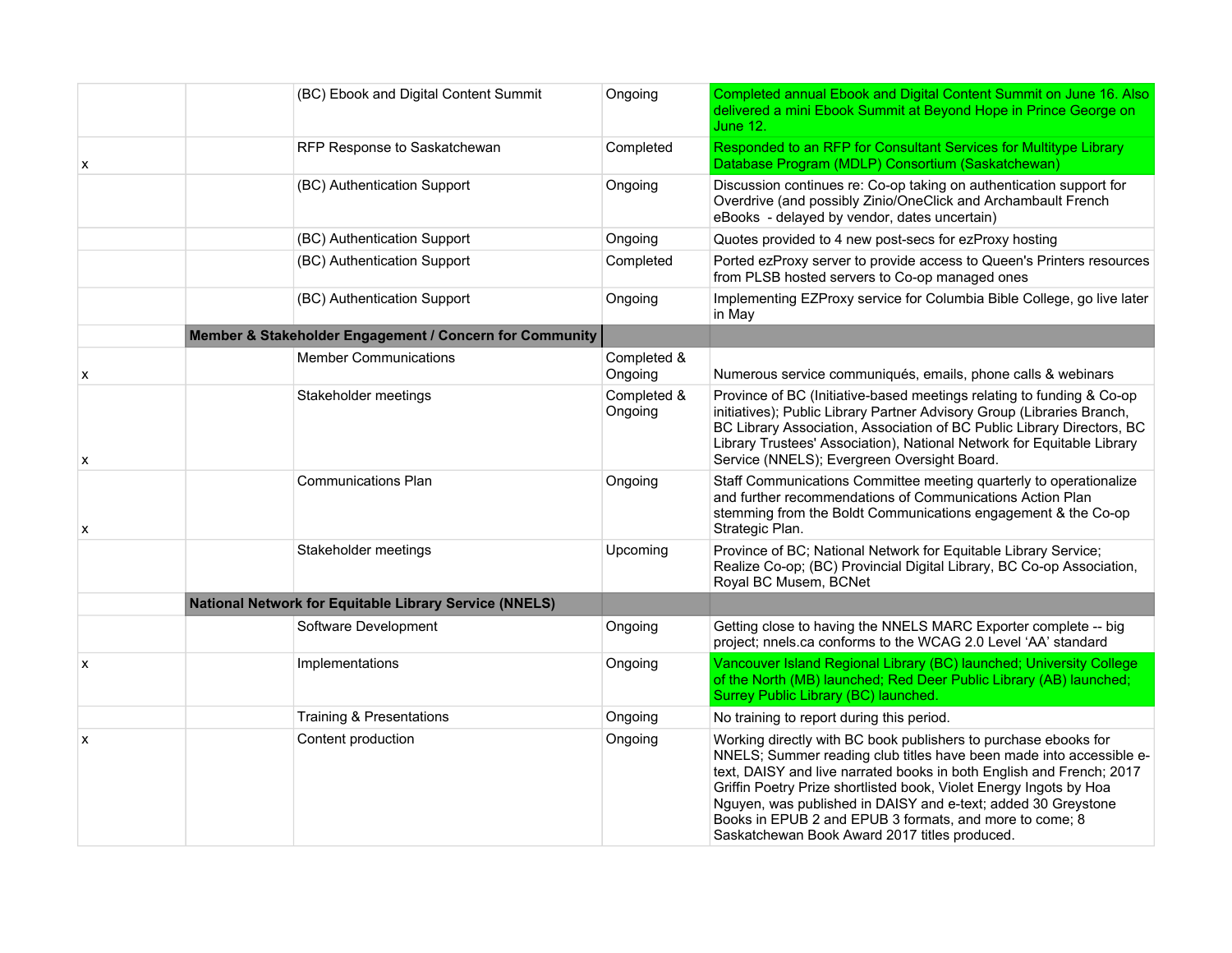| | | | | |
|---|---|---|---|---|
| | | (BC) Ebook and Digital Content Summit | Ongoing | Completed annual Ebook and Digital Content Summit on June 16. Also delivered a mini Ebook Summit at Beyond Hope in Prince George on June 12. |
| x | | RFP Response to Saskatchewan | Completed | Responded to an RFP for Consultant Services for Multitype Library Database Program (MDLP) Consortium (Saskatchewan) |
| | | (BC) Authentication Support | Ongoing | Discussion continues re: Co-op taking on authentication support for Overdrive (and possibly Zinio/OneClick and Archambault French eBooks - delayed by vendor, dates uncertain) |
| | | (BC) Authentication Support | Ongoing | Quotes provided to 4 new post-secs for ezProxy hosting |
| | | (BC) Authentication Support | Completed | Ported ezProxy server to provide access to Queen's Printers resources from PLSB hosted servers to Co-op managed ones |
| | | (BC) Authentication Support | Ongoing | Implementing EZProxy service for Columbia Bible College, go live later in May |
| | **Member & Stakeholder Engagement / Concern for Community** | | | |
| x | | Member Communications | Completed & Ongoing | Numerous service communiqués, emails, phone calls & webinars |
| x | | Stakeholder meetings | Completed & Ongoing | Province of BC (Initiative-based meetings relating to funding & Co-op initiatives); Public Library Partner Advisory Group (Libraries Branch, BC Library Association, Association of BC Public Library Directors, BC Library Trustees' Association), National Network for Equitable Library Service (NNELS); Evergreen Oversight Board. |
| x | | Communications Plan | Ongoing | Staff Communications Committee meeting quarterly to operationalize and further recommendations of Communications Action Plan stemming from the Boldt Communications engagement & the Co-op Strategic Plan. |
| | | Stakeholder meetings | Upcoming | Province of BC; National Network for Equitable Library Service; Realize Co-op; (BC) Provincial Digital Library, BC Co-op Association, Royal BC Musem, BCNet |
| | **National Network for Equitable Library Service (NNELS)** | | | |
| | | Software Development | Ongoing | Getting close to having the NNELS MARC Exporter complete -- big project; nnels.ca conforms to the WCAG 2.0 Level 'AA' standard |
| x | | Implementations | Ongoing | Vancouver Island Regional Library (BC) launched; University College of the North (MB) launched; Red Deer Public Library (AB) launched; Surrey Public Library (BC) launched. |
| | | Training & Presentations | Ongoing | No training to report during this period. |
| x | | Content production | Ongoing | Working directly with BC book publishers to purchase ebooks for NNELS; Summer reading club titles have been made into accessible e-text, DAISY and live narrated books in both English and French; 2017 Griffin Poetry Prize shortlisted book, Violet Energy Ingots by Hoa Nguyen, was published in DAISY and e-text; added 30 Greystone Books in EPUB 2 and EPUB 3 formats, and more to come; 8 Saskatchewan Book Award 2017 titles produced. |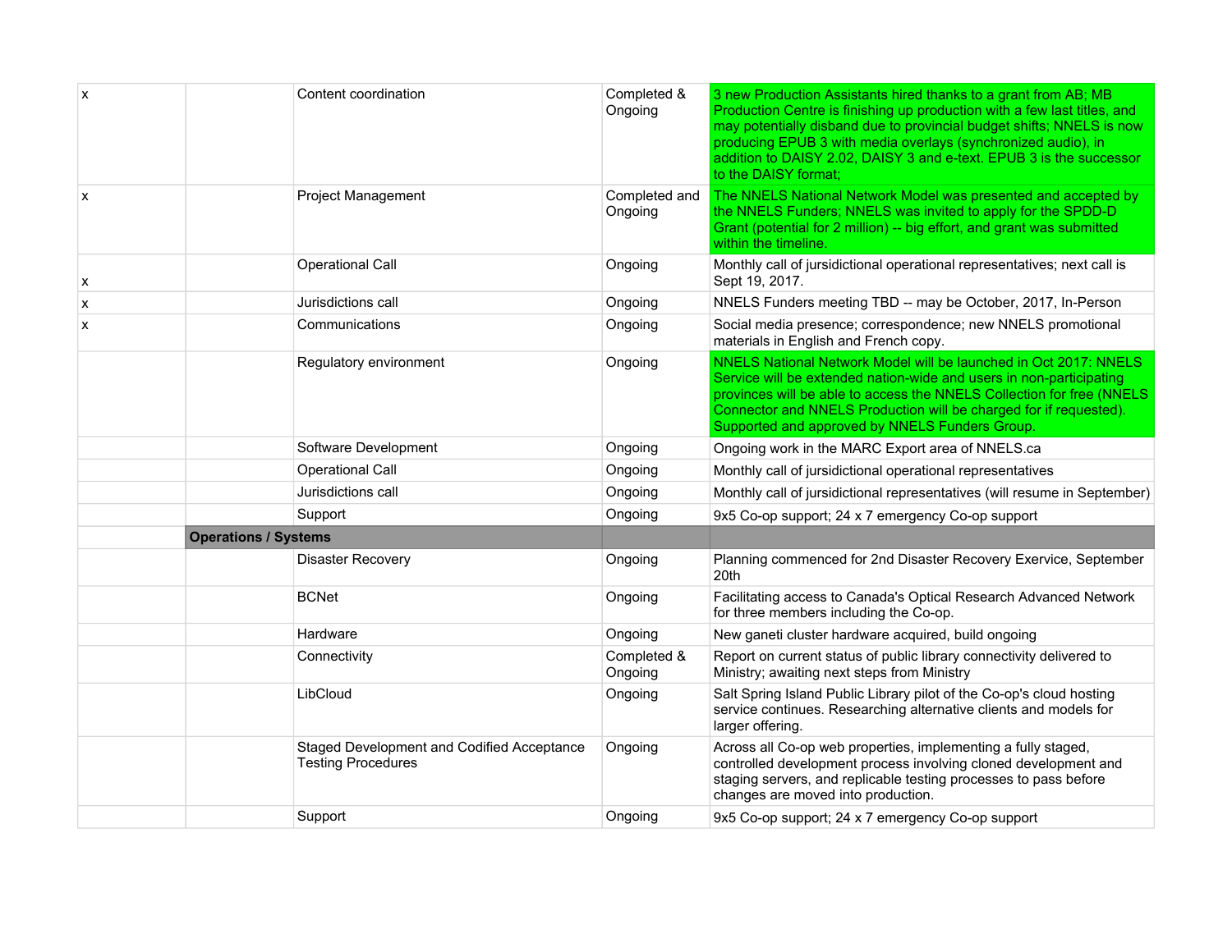| | | | | |
|---|---|---|---|---|
| x | | Content coordination | Completed & Ongoing | 3 new Production Assistants hired thanks to a grant from AB; MB Production Centre is finishing up production with a few last titles, and may potentially disband due to provincial budget shifts; NNELS is now producing EPUB 3 with media overlays (synchronized audio), in addition to DAISY 2.02, DAISY 3 and e-text. EPUB 3 is the successor to the DAISY format; |
| x | | Project Management | Completed and Ongoing | The NNELS National Network Model was presented and accepted by the NNELS Funders; NNELS was invited to apply for the SPDD-D Grant (potential for 2 million) -- big effort, and grant was submitted within the timeline. |
| x | | Operational Call | Ongoing | Monthly call of jursidictional operational representatives; next call is Sept 19, 2017. |
| x | | Jurisdictions call | Ongoing | NNELS Funders meeting TBD -- may be October, 2017, In-Person |
| x | | Communications | Ongoing | Social media presence; correspondence; new NNELS promotional materials in English and French copy. |
| | | Regulatory environment | Ongoing | NNELS National Network Model will be launched in Oct 2017: NNELS Service will be extended nation-wide and users in non-participating provinces will be able to access the NNELS Collection for free (NNELS Connector and NNELS Production will be charged for if requested). Supported and approved by NNELS Funders Group. |
| | | Software Development | Ongoing | Ongoing work in the MARC Export area of NNELS.ca |
| | | Operational Call | Ongoing | Monthly call of jursidictional operational representatives |
| | | Jurisdictions call | Ongoing | Monthly call of jursidictional representatives (will resume in September) |
| | | Support | Ongoing | 9x5 Co-op support; 24 x 7 emergency Co-op support |
| | **Operations / Systems** | | | |
| | | Disaster Recovery | Ongoing | Planning commenced for 2nd Disaster Recovery Exervice, September 20th |
| | | BCNet | Ongoing | Facilitating access to Canada's Optical Research Advanced Network for three members including the Co-op. |
| | | Hardware | Ongoing | New ganeti cluster hardware acquired, build ongoing |
| | | Connectivity | Completed & Ongoing | Report on current status of public library connectivity delivered to Ministry; awaiting next steps from Ministry |
| | | LibCloud | Ongoing | Salt Spring Island Public Library pilot of the Co-op's cloud hosting service continues. Researching alternative clients and models for larger offering. |
| | | Staged Development and Codified Acceptance Testing Procedures | Ongoing | Across all Co-op web properties, implementing a fully staged, controlled development process involving cloned development and staging servers, and replicable testing processes to pass before changes are moved into production. |
| | | Support | Ongoing | 9x5 Co-op support; 24 x 7 emergency Co-op support |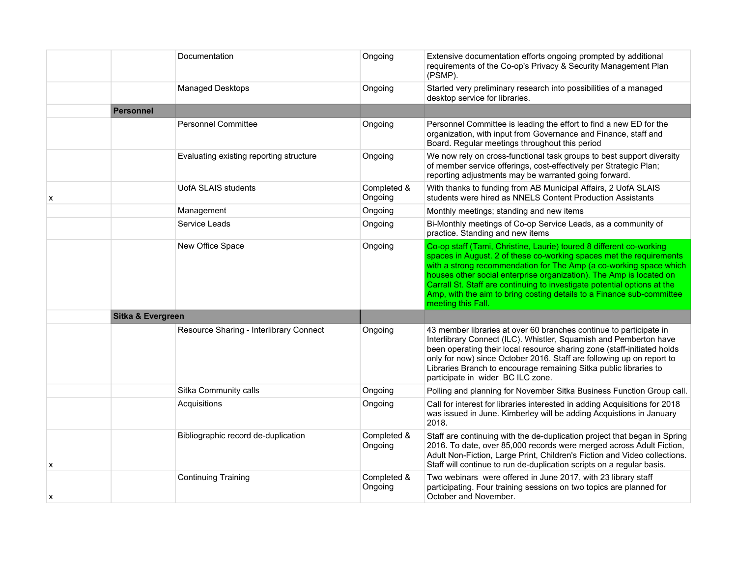| | | | | |
|---|---|---|---|---|
| | | Documentation | Ongoing | Extensive documentation efforts ongoing prompted by additional requirements of the Co-op's Privacy & Security Management Plan (PSMP). |
| | | Managed Desktops | Ongoing | Started very preliminary research into possibilities of a managed desktop service for libraries. |
| | **Personnel** | | | |
| | | Personnel Committee | Ongoing | Personnel Committee is leading the effort to find a new ED for the organization, with input from Governance and Finance, staff and Board. Regular meetings throughout this period |
| | | Evaluating existing reporting structure | Ongoing | We now rely on cross-functional task groups to best support diversity of member service offerings, cost-effectively per Strategic Plan; reporting adjustments may be warranted going forward. |
| x | | UofA SLAIS students | Completed & Ongoing | With thanks to funding from AB Municipal Affairs, 2 UofA SLAIS students were hired as NNELS Content Production Assistants |
| | | Management | Ongoing | Monthly meetings; standing and new items |
| | | Service Leads | Ongoing | Bi-Monthly meetings of Co-op Service Leads, as a community of practice. Standing and new items |
| | | New Office Space | Ongoing | Co-op staff (Tami, Christine, Laurie) toured 8 different co-working spaces in August. 2 of these co-working spaces met the requirements with a strong recommendation for The Amp (a co-working space which houses other social enterprise organization). The Amp is located on Carrall St. Staff are continuing to investigate potential options at the Amp, with the aim to bring costing details to a Finance sub-committee meeting this Fall. |
| | **Sitka & Evergreen** | | | |
| | | Resource Sharing - Interlibrary Connect | Ongoing | 43 member libraries at over 60 branches continue to participate in Interlibrary Connect (ILC). Whistler, Squamish and Pemberton have been operating their local resource sharing zone (staff-initiated holds only for now) since October 2016. Staff are following up on report to Libraries Branch to encourage remaining Sitka public libraries to participate in wider BC ILC zone. |
| | | Sitka Community calls | Ongoing | Polling and planning for November Sitka Business Function Group call. |
| | | Acquisitions | Ongoing | Call for interest for libraries interested in adding Acquisitions for 2018 was issued in June. Kimberley will be adding Acquistions in January 2018. |
| x | | Bibliographic record de-duplication | Completed & Ongoing | Staff are continuing with the de-duplication project that began in Spring 2016. To date, over 85,000 records were merged across Adult Fiction, Adult Non-Fiction, Large Print, Children's Fiction and Video collections. Staff will continue to run de-duplication scripts on a regular basis. |
| x | | Continuing Training | Completed & Ongoing | Two webinars were offered in June 2017, with 23 library staff participating. Four training sessions on two topics are planned for October and November. |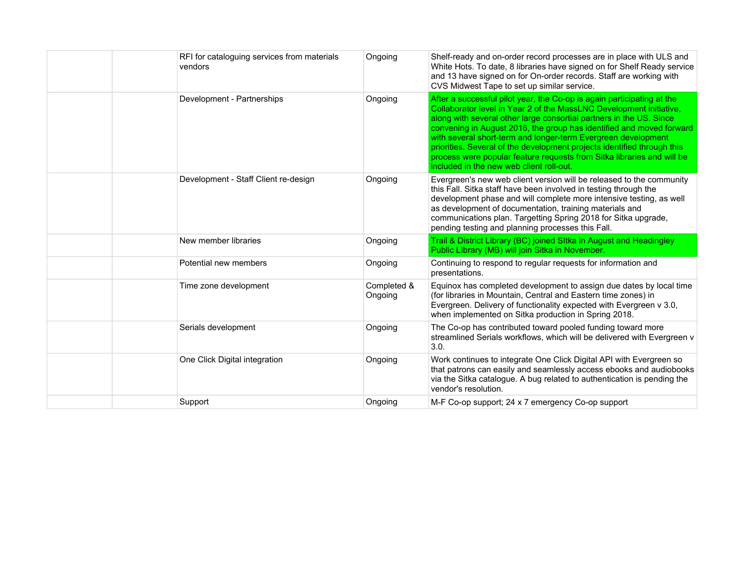| | | | | |
|---|---|---|---|---|
| | | RFI for cataloguing services from materials vendors | Ongoing | Shelf-ready and on-order record processes are in place with ULS and White Hots. To date, 8 libraries have signed on for Shelf Ready service and 13 have signed on for On-order records. Staff are working with CVS Midwest Tape to set up similar service. |
| | | Development - Partnerships | Ongoing | After a successful pilot year, the Co-op is again participating at the Collaborator level in Year 2 of the MassLNC Development initiative, along with several other large consortial partners in the US. Since convening in August 2016, the group has identified and moved forward with several short-term and longer-term Evergreen development priorities. Several of the development projects identified through this process were popular feature requests from Sitka libraries and will be included in the new web client roll-out. |
| | | Development - Staff Client re-design | Ongoing | Evergreen's new web client version will be released to the community this Fall. Sitka staff have been involved in testing through the development phase and will complete more intensive testing, as well as development of documentation, training materials and communications plan. Targetting Spring 2018 for Sitka upgrade, pending testing and planning processes this Fall. |
| | | New member libraries | Ongoing | Trail & District Library (BC) joined SItka in August and Headingley Public LIbrary (MB) will join Sitka in November. |
| | | Potential new members | Ongoing | Continuing to respond to regular requests for information and presentations. |
| | | Time zone development | Completed & Ongoing | Equinox has completed development to assign due dates by local time (for libraries in Mountain, Central and Eastern time zones) in Evergreen. Delivery of functionality expected with Evergreen v 3.0, when implemented on Sitka production in Spring 2018. |
| | | Serials development | Ongoing | The Co-op has contributed toward pooled funding toward more streamlined Serials workflows, which will be delivered with Evergreen v 3.0. |
| | | One Click Digital integration | Ongoing | Work continues to integrate One Click Digital API with Evergreen so that patrons can easily and seamlessly access ebooks and audiobooks via the Sitka catalogue. A bug related to authentication is pending the vendor's resolution. |
| | | Support | Ongoing | M-F Co-op support; 24 x 7 emergency Co-op support |